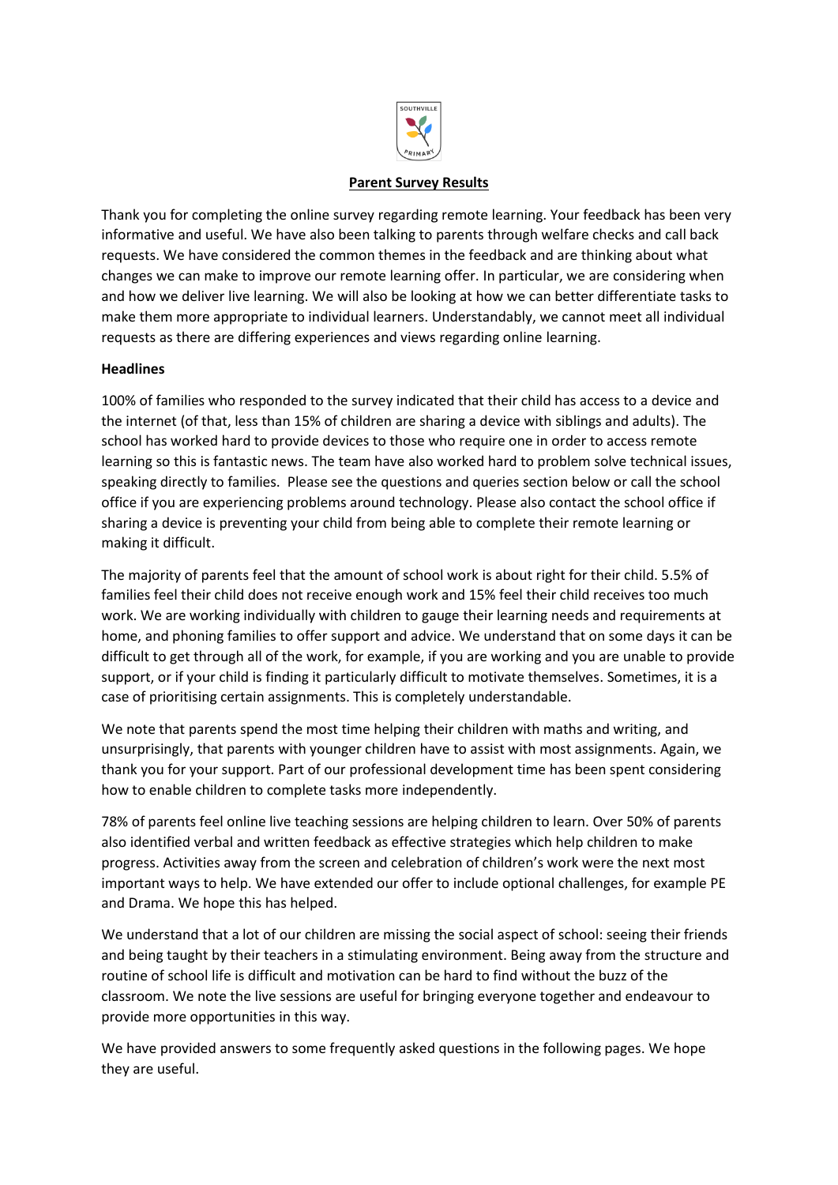# Parent Survey Results

Thank you for completing the online survey regarding remote learning. Your feedback has been very informative and useful. We have also been talking to parents through welfare checks and call back requests. We have considered the common themes in the feedback and are thinking about what changes we can make to improve our remote learning offer. In particular, we are considering when and how we deliver live learning. We will also be looking at how we can better differentiate tasks to make them more appropriate to individual learners. Understandably, we cannot meet all individual requests as there are differing experiences and views regarding online learning.

**Headlines**

100% of families who responded to the survey indicated that their child has access to a device and the internet (of that, less than 15% of children are sharing a device with siblings and adults). The school has worked hard to provide devices to those who require one in order to access remote learning so this is fantastic news. The team have also worked hard to problem solve technical issues, speaking directly to families. Please see the questions and queries section below or call the school office if you are experiencing problems around technology. Please also contact the school office if sharing a device is preventing your child from being able to complete their remote learning or making it difficult.

The majority of parents feel that the amount of school work is about right for their child. 5.5% of families feel their child does not receive enough work and 15% feel their child receives too much work. We are working individually with children to gauge their learning needs and requirements at home, and phoning families to offer support and advice. We understand that on some days it can be difficult to get through all of the work, for example, if you are working and you are unable to provide support, or if your child is finding it particularly difficult to motivate themselves. Sometimes, it is a case of prioritising certain assignments. This is completely understandable.

We note that parents spend the most time helping their children with maths and writing, and unsurprisingly, that parents with younger children have to assist with most assignments. Again, we thank you for your support. Part of our professional development time has been spent considering how to enable children to complete tasks more independently.

78% of parents feel online live teaching sessions are helping children to learn. Over 50% of parents also identified verbal and written feedback as effective strategies which help children to make progress. Activities away from the screen and celebration of children's work were the next most important ways to help. We have extended our offer to include optional challenges, for example PE and Drama. We hope this has helped.

We understand that a lot of our children are missing the social aspect of school: seeing their friends and being taught by their teachers in a stimulating environment. Being away from the structure and routine of school life is difficult and motivation can be hard to find without the buzz of the classroom. We note the live sessions are useful for bringing everyone together and endeavour to provide more opportunities in this way.

We have provided answers to some frequently asked questions in the following pages. We hope they are useful.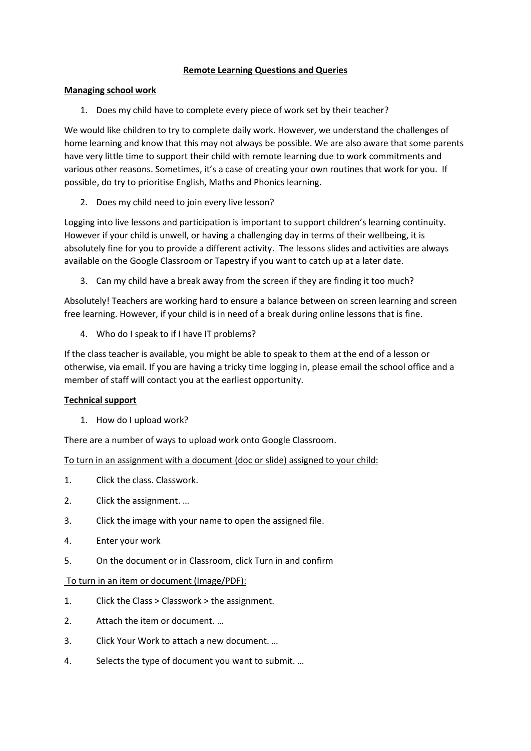# Remote Learning Questions and Queries

## Managing school work

1. Does my child have to complete every piece of work set by their teacher?

We would like children to try to complete daily work. However, we understand the challenges of home learning and know that this may not always be possible. We are also aware that some parents have very little time to support their child with remote learning due to work commitments and various other reasons. Sometimes, it's a case of creating your own routines that work for you. If possible, do try to prioritise English, Maths and Phonics learning.

2. Does my child need to join every live lesson?

Logging into live lessons and participation is important to support children's learning continuity. However if your child is unwell, or having a challenging day in terms of their wellbeing, it is absolutely fine for you to provide a different activity. The lessons slides and activities are always available on the Google Classroom or Tapestry if you want to catch up at a later date.

3. Can my child have a break away from the screen if they are finding it too much?

Absolutely! Teachers are working hard to ensure a balance between on screen learning and screen free learning. However, if your child is in need of a break during online lessons that is fine.

4. Who do I speak to if I have IT problems?

If the class teacher is available, you might be able to speak to them at the end of a lesson or otherwise, via email. If you are having a tricky time logging in, please email the school office and a member of staff will contact you at the earliest opportunity.

## Technical support

1. How do I upload work?

There are a number of ways to upload work onto Google Classroom.

<u>To turn in an assignment with a document (doc or slide) assigned to your child:</u>

1. Click the class. Classwork.
2. Click the assignment. …
3. Click the image with your name to open the assigned file.
4. Enter your work
5. On the document or in Classroom, click Turn in and confirm

<u>To turn in an item or document (Image/PDF):</u>

1. Click the Class > Classwork > the assignment.
2. Attach the item or document. …
3. Click Your Work to attach a new document. …
4. Selects the type of document you want to submit. …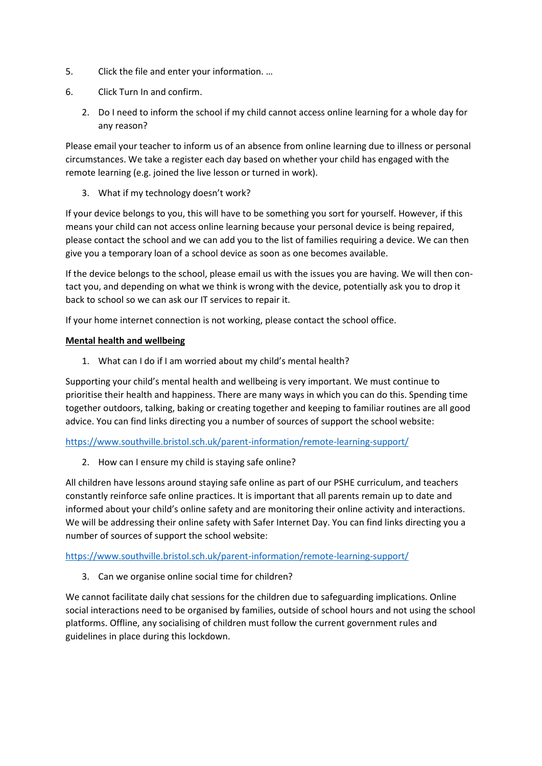5. Click the file and enter your information. …

6. Click Turn In and confirm.

2. Do I need to inform the school if my child cannot access online learning for a whole day for any reason?

Please email your teacher to inform us of an absence from online learning due to illness or personal circumstances. We take a register each day based on whether your child has engaged with the remote learning (e.g. joined the live lesson or turned in work).

3. What if my technology doesn't work?

If your device belongs to you, this will have to be something you sort for yourself. However, if this means your child can not access online learning because your personal device is being repaired, please contact the school and we can add you to the list of families requiring a device. We can then give you a temporary loan of a school device as soon as one becomes available.

If the device belongs to the school, please email us with the issues you are having. We will then contact you, and depending on what we think is wrong with the device, potentially ask you to drop it back to school so we can ask our IT services to repair it.

If your home internet connection is not working, please contact the school office.

**Mental health and wellbeing**

1. What can I do if I am worried about my child's mental health?

Supporting your child's mental health and wellbeing is very important. We must continue to prioritise their health and happiness. There are many ways in which you can do this. Spending time together outdoors, talking, baking or creating together and keeping to familiar routines are all good advice. You can find links directing you a number of sources of support the school website:

https://www.southville.bristol.sch.uk/parent-information/remote-learning-support/

2. How can I ensure my child is staying safe online?

All children have lessons around staying safe online as part of our PSHE curriculum, and teachers constantly reinforce safe online practices. It is important that all parents remain up to date and informed about your child's online safety and are monitoring their online activity and interactions. We will be addressing their online safety with Safer Internet Day. You can find links directing you a number of sources of support the school website:

https://www.southville.bristol.sch.uk/parent-information/remote-learning-support/

3. Can we organise online social time for children?

We cannot facilitate daily chat sessions for the children due to safeguarding implications. Online social interactions need to be organised by families, outside of school hours and not using the school platforms. Offline, any socialising of children must follow the current government rules and guidelines in place during this lockdown.